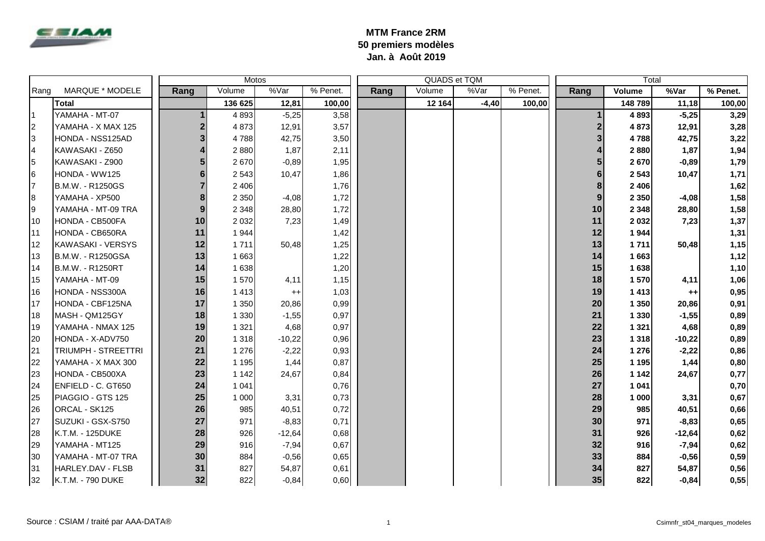**MTM France 2RM**
**50 premiers modèles**
**Jan. à Août 2019**

| Rang | MARQUE * MODELE | Motos | | | | QUADS et TQM | | | | Total | | | |
|---|---|---|---|---|---|---|---|---|---|---|---|---|---|
| | | Rang | Volume | %Var | % Penet. | Rang | Volume | %Var | % Penet. | Rang | Volume | %Var | % Penet. |
| | **Total** | | **136 625** | **12,81** | **100,00** | | **12 164** | **-4,40** | **100,00** | | **148 789** | **11,18** | **100,00** |
| 1 | YAMAHA - MT-07 | **1** | 4 893 | -5,25 | 3,58 | | | | | **1** | **4 893** | **-5,25** | **3,29** |
| 2 | YAMAHA - X MAX 125 | **2** | 4 873 | 12,91 | 3,57 | | | | | **2** | **4 873** | **12,91** | **3,28** |
| 3 | HONDA - NSS125AD | **3** | 4 788 | 42,75 | 3,50 | | | | | **3** | **4 788** | **42,75** | **3,22** |
| 4 | KAWASAKI - Z650 | **4** | 2 880 | 1,87 | 2,11 | | | | | **4** | **2 880** | **1,87** | **1,94** |
| 5 | KAWASAKI - Z900 | **5** | 2 670 | -0,89 | 1,95 | | | | | **5** | **2 670** | **-0,89** | **1,79** |
| 6 | HONDA - WW125 | **6** | 2 543 | 10,47 | 1,86 | | | | | **6** | **2 543** | **10,47** | **1,71** |
| 7 | B.M.W. - R1250GS | **7** | 2 406 | | 1,76 | | | | | **8** | **2 406** | | **1,62** |
| 8 | YAMAHA - XP500 | **8** | 2 350 | -4,08 | 1,72 | | | | | **9** | **2 350** | **-4,08** | **1,58** |
| 9 | YAMAHA - MT-09 TRA | **9** | 2 348 | 28,80 | 1,72 | | | | | **10** | **2 348** | **28,80** | **1,58** |
| 10 | HONDA - CB500FA | **10** | 2 032 | 7,23 | 1,49 | | | | | **11** | **2 032** | **7,23** | **1,37** |
| 11 | HONDA - CB650RA | **11** | 1 944 | | 1,42 | | | | | **12** | **1 944** | | **1,31** |
| 12 | KAWASAKI - VERSYS | **12** | 1 711 | 50,48 | 1,25 | | | | | **13** | **1 711** | **50,48** | **1,15** |
| 13 | B.M.W. - R1250GSA | **13** | 1 663 | | 1,22 | | | | | **14** | **1 663** | | **1,12** |
| 14 | B.M.W. - R1250RT | **14** | 1 638 | | 1,20 | | | | | **15** | **1 638** | | **1,10** |
| 15 | YAMAHA - MT-09 | **15** | 1 570 | 4,11 | 1,15 | | | | | **18** | **1 570** | **4,11** | **1,06** |
| 16 | HONDA - NSS300A | **16** | 1 413 | ++ | 1,03 | | | | | **19** | **1 413** | **++** | **0,95** |
| 17 | HONDA - CBF125NA | **17** | 1 350 | 20,86 | 0,99 | | | | | **20** | **1 350** | **20,86** | **0,91** |
| 18 | MASH - QM125GY | **18** | 1 330 | -1,55 | 0,97 | | | | | **21** | **1 330** | **-1,55** | **0,89** |
| 19 | YAMAHA - NMAX 125 | **19** | 1 321 | 4,68 | 0,97 | | | | | **22** | **1 321** | **4,68** | **0,89** |
| 20 | HONDA - X-ADV750 | **20** | 1 318 | -10,22 | 0,96 | | | | | **23** | **1 318** | **-10,22** | **0,89** |
| 21 | TRIUMPH - STREETTRI | **21** | 1 276 | -2,22 | 0,93 | | | | | **24** | **1 276** | **-2,22** | **0,86** |
| 22 | YAMAHA - X MAX 300 | **22** | 1 195 | 1,44 | 0,87 | | | | | **25** | **1 195** | **1,44** | **0,80** |
| 23 | HONDA - CB500XA | **23** | 1 142 | 24,67 | 0,84 | | | | | **26** | **1 142** | **24,67** | **0,77** |
| 24 | ENFIELD - C. GT650 | **24** | 1 041 | | 0,76 | | | | | **27** | **1 041** | | **0,70** |
| 25 | PIAGGIO - GTS 125 | **25** | 1 000 | 3,31 | 0,73 | | | | | **28** | **1 000** | **3,31** | **0,67** |
| 26 | ORCAL - SK125 | **26** | 985 | 40,51 | 0,72 | | | | | **29** | **985** | **40,51** | **0,66** |
| 27 | SUZUKI - GSX-S750 | **27** | 971 | -8,83 | 0,71 | | | | | **30** | **971** | **-8,83** | **0,65** |
| 28 | K.T.M. - 125DUKE | **28** | 926 | -12,64 | 0,68 | | | | | **31** | **926** | **-12,64** | **0,62** |
| 29 | YAMAHA - MT125 | **29** | 916 | -7,94 | 0,67 | | | | | **32** | **916** | **-7,94** | **0,62** |
| 30 | YAMAHA - MT-07 TRA | **30** | 884 | -0,56 | 0,65 | | | | | **33** | **884** | **-0,56** | **0,59** |
| 31 | HARLEY.DAV - FLSB | **31** | 827 | 54,87 | 0,61 | | | | | **34** | **827** | **54,87** | **0,56** |
| 32 | K.T.M. - 790 DUKE | **32** | 822 | -0,84 | 0,60 | | | | | **35** | **822** | **-0,84** | **0,55** |

Source : CSIAM / traité par AAA-DATA®

Csimnfr_st04_marques_modeles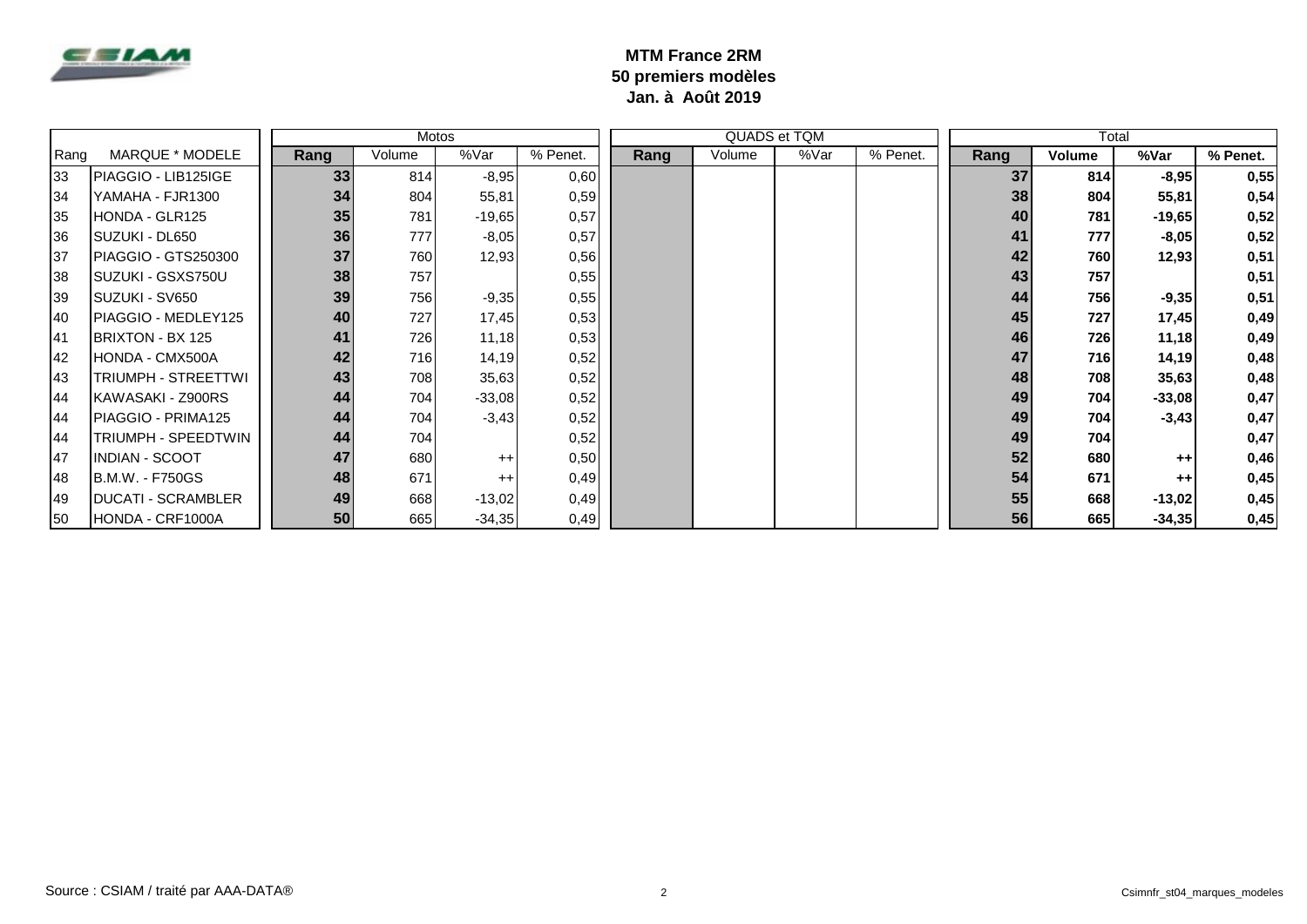**MTM France 2RM**
**50 premiers modèles**
**Jan. à Août 2019**

| Rang | MARQUE * MODELE | Motos | | | | QUADS et TQM | | | | Total | | | |
|---|---|---|---|---|---|---|---|---|---|---|---|---|---|
| | | **Rang** | Volume | %Var | % Penet. | **Rang** | Volume | %Var | % Penet. | **Rang** | **Volume** | **%Var** | **% Penet.** |
| 33 | PIAGGIO - LIB125IGE | **33** | 814 | -8,95 | 0,60 | | | | | **37** | **814** | **-8,95** | **0,55** |
| 34 | YAMAHA - FJR1300 | **34** | 804 | 55,81 | 0,59 | | | | | **38** | **804** | **55,81** | **0,54** |
| 35 | HONDA - GLR125 | **35** | 781 | -19,65 | 0,57 | | | | | **40** | **781** | **-19,65** | **0,52** |
| 36 | SUZUKI - DL650 | **36** | 777 | -8,05 | 0,57 | | | | | **41** | **777** | **-8,05** | **0,52** |
| 37 | PIAGGIO - GTS250300 | **37** | 760 | 12,93 | 0,56 | | | | | **42** | **760** | **12,93** | **0,51** |
| 38 | SUZUKI - GSXS750U | **38** | 757 | | 0,55 | | | | | **43** | **757** | | **0,51** |
| 39 | SUZUKI - SV650 | **39** | 756 | -9,35 | 0,55 | | | | | **44** | **756** | **-9,35** | **0,51** |
| 40 | PIAGGIO - MEDLEY125 | **40** | 727 | 17,45 | 0,53 | | | | | **45** | **727** | **17,45** | **0,49** |
| 41 | BRIXTON - BX 125 | **41** | 726 | 11,18 | 0,53 | | | | | **46** | **726** | **11,18** | **0,49** |
| 42 | HONDA - CMX500A | **42** | 716 | 14,19 | 0,52 | | | | | **47** | **716** | **14,19** | **0,48** |
| 43 | TRIUMPH - STREETTWI | **43** | 708 | 35,63 | 0,52 | | | | | **48** | **708** | **35,63** | **0,48** |
| 44 | KAWASAKI - Z900RS | **44** | 704 | -33,08 | 0,52 | | | | | **49** | **704** | **-33,08** | **0,47** |
| 44 | PIAGGIO - PRIMA125 | **44** | 704 | -3,43 | 0,52 | | | | | **49** | **704** | **-3,43** | **0,47** |
| 44 | TRIUMPH - SPEEDTWIN | **44** | 704 | | 0,52 | | | | | **49** | **704** | | **0,47** |
| 47 | INDIAN - SCOOT | **47** | 680 | ++ | 0,50 | | | | | **52** | **680** | **++** | **0,46** |
| 48 | B.M.W. - F750GS | **48** | 671 | ++ | 0,49 | | | | | **54** | **671** | **++** | **0,45** |
| 49 | DUCATI - SCRAMBLER | **49** | 668 | -13,02 | 0,49 | | | | | **55** | **668** | **-13,02** | **0,45** |
| 50 | HONDA - CRF1000A | **50** | 665 | -34,35 | 0,49 | | | | | **56** | **665** | **-34,35** | **0,45** |

Source : CSIAM / traité par AAA-DATA®

Csimnfr_st04_marques_modeles